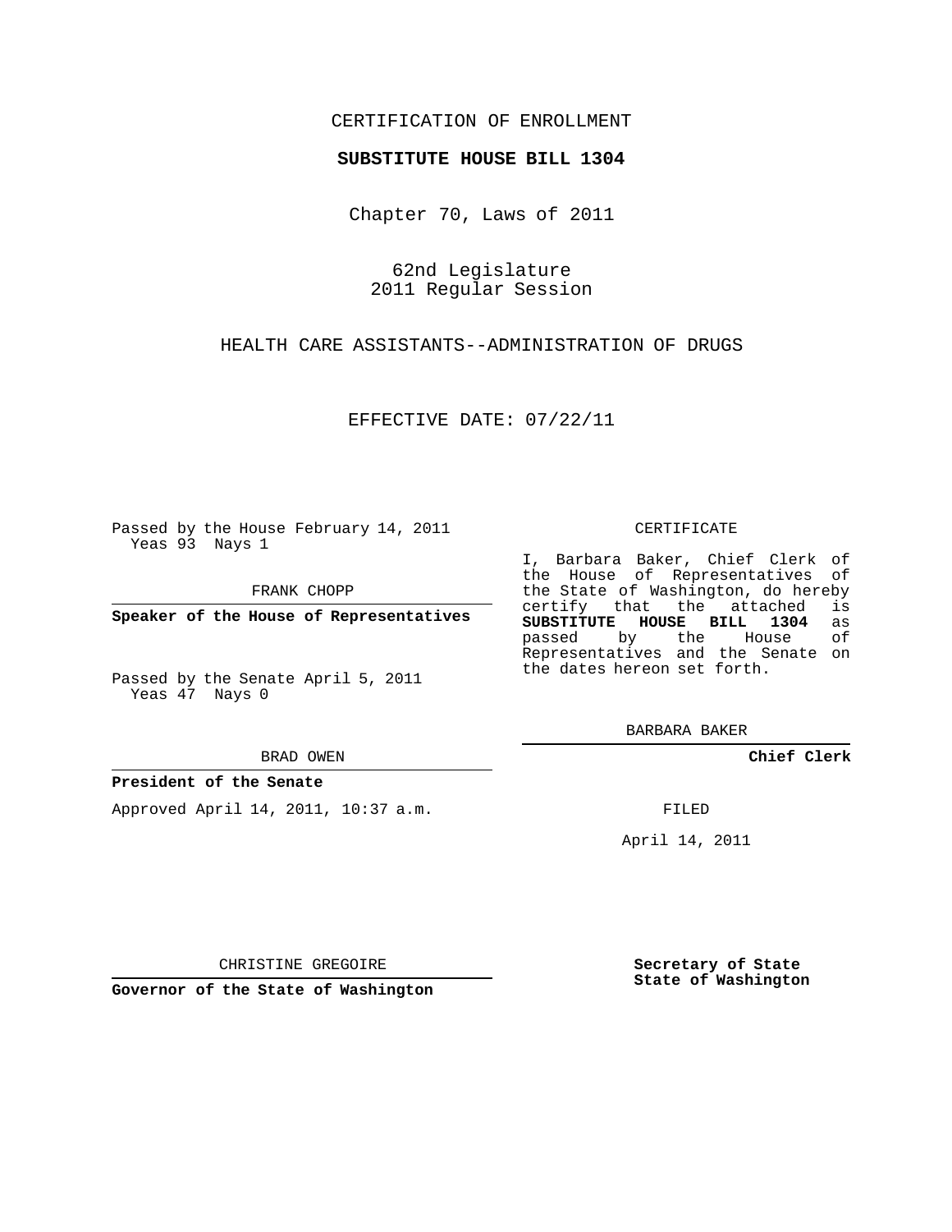CERTIFICATION OF ENROLLMENT

**SUBSTITUTE HOUSE BILL 1304**

Chapter 70, Laws of 2011

62nd Legislature
2011 Regular Session

HEALTH CARE ASSISTANTS--ADMINISTRATION OF DRUGS

EFFECTIVE DATE: 07/22/11

Passed by the House February 14, 2011
Yeas 93 Nays 1

FRANK CHOPP

**Speaker of the House of Representatives**

Passed by the Senate April 5, 2011
Yeas 47 Nays 0

BRAD OWEN

**President of the Senate**

Approved April 14, 2011, 10:37 a.m.

CHRISTINE GREGOIRE

**Governor of the State of Washington**

CERTIFICATE

I, Barbara Baker, Chief Clerk of the House of Representatives of the State of Washington, do hereby certify that the attached is **SUBSTITUTE HOUSE BILL 1304** as passed by the House of Representatives and the Senate on the dates hereon set forth.

BARBARA BAKER

**Chief Clerk**

FILED

April 14, 2011

**Secretary of State**
**State of Washington**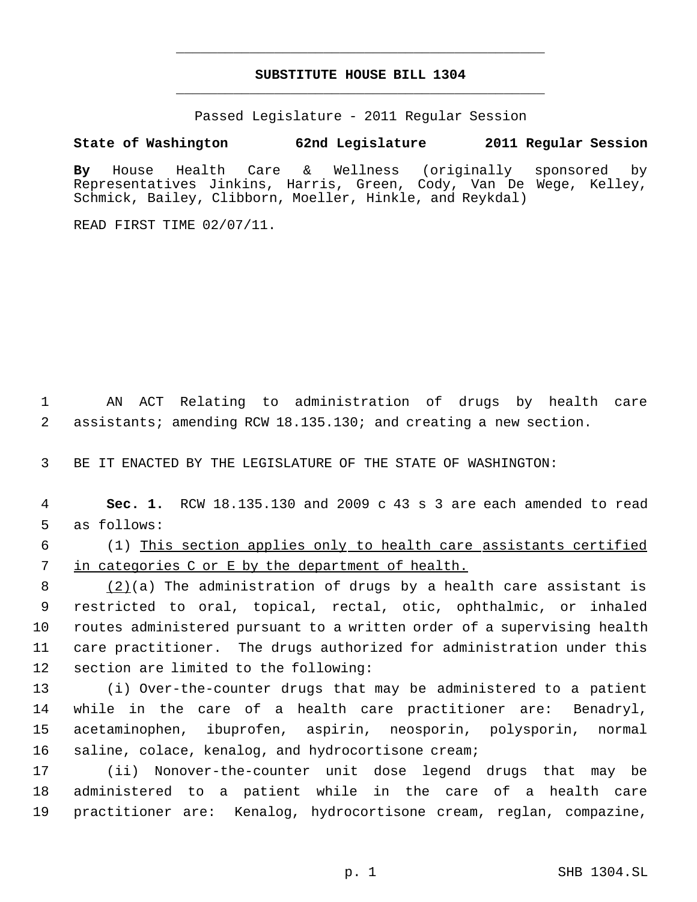# SUBSTITUTE HOUSE BILL 1304

Passed Legislature - 2011 Regular Session

**State of Washington 62nd Legislature 2011 Regular Session**

**By** House Health Care & Wellness (originally sponsored by Representatives Jinkins, Harris, Green, Cody, Van De Wege, Kelley, Schmick, Bailey, Clibborn, Moeller, Hinkle, and Reykdal)

READ FIRST TIME 02/07/11.

AN ACT Relating to administration of drugs by health care assistants; amending RCW 18.135.130; and creating a new section.

BE IT ENACTED BY THE LEGISLATURE OF THE STATE OF WASHINGTON:

**Sec. 1.** RCW 18.135.130 and 2009 c 43 s 3 are each amended to read as follows:

(1) <u>This section applies only to health care assistants certified in categories C or E by the department of health.</u>

<u>(2)</u>(a) The administration of drugs by a health care assistant is restricted to oral, topical, rectal, otic, ophthalmic, or inhaled routes administered pursuant to a written order of a supervising health care practitioner. The drugs authorized for administration under this section are limited to the following:

(i) Over-the-counter drugs that may be administered to a patient while in the care of a health care practitioner are: Benadryl, acetaminophen, ibuprofen, aspirin, neosporin, polysporin, normal saline, colace, kenalog, and hydrocortisone cream;

(ii) Nonover-the-counter unit dose legend drugs that may be administered to a patient while in the care of a health care practitioner are: Kenalog, hydrocortisone cream, reglan, compazine,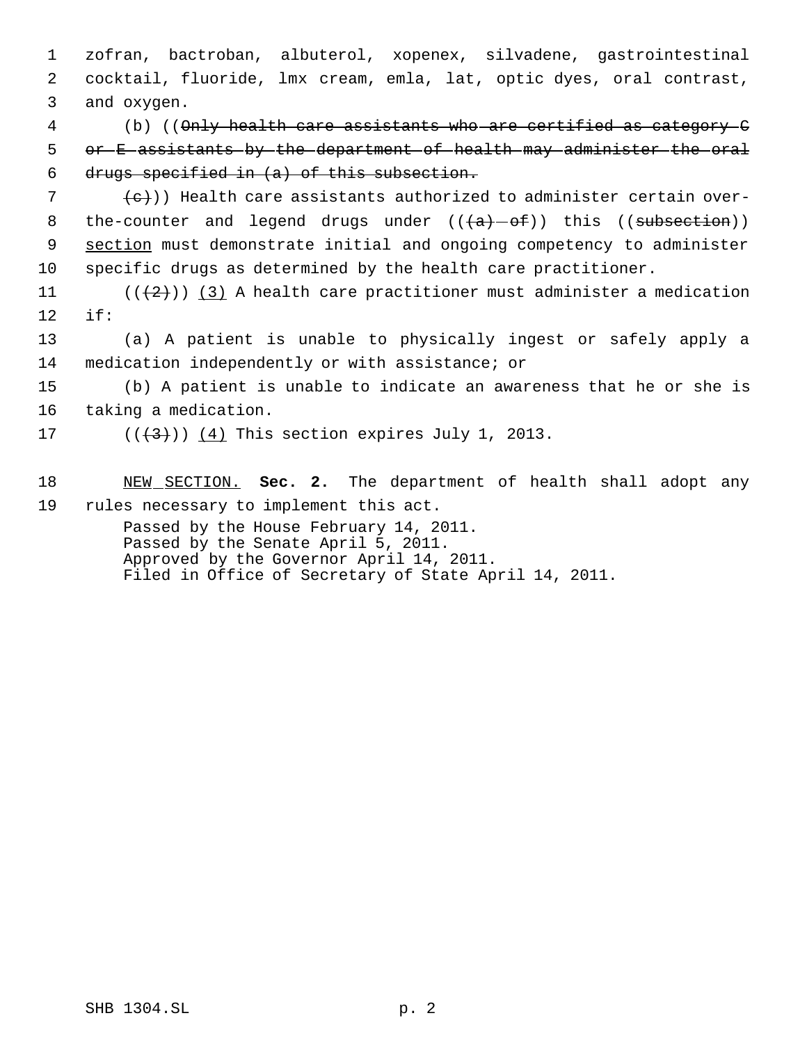zofran, bactroban, albuterol, xopenex, silvadene, gastrointestinal cocktail, fluoride, lmx cream, emla, lat, optic dyes, oral contrast, and oxygen.

(b) ((~~Only health care assistants who are certified as category C or E assistants by the department of health may administer the oral drugs specified in (a) of this subsection.~~

~~(c)~~)) Health care assistants authorized to administer certain over-the-counter and legend drugs under ((~~(a) of~~)) this ((~~subsection~~)) <u>section</u> must demonstrate initial and ongoing competency to administer specific drugs as determined by the health care practitioner.

((~~(2)~~)) <u>(3)</u> A health care practitioner must administer a medication if:

(a) A patient is unable to physically ingest or safely apply a medication independently or with assistance; or

(b) A patient is unable to indicate an awareness that he or she is taking a medication.

((~~(3)~~)) <u>(4)</u> This section expires July 1, 2013.

<u>NEW SECTION.</u> **Sec. 2.** The department of health shall adopt any rules necessary to implement this act.

Passed by the House February 14, 2011.
Passed by the Senate April 5, 2011.
Approved by the Governor April 14, 2011.
Filed in Office of Secretary of State April 14, 2011.